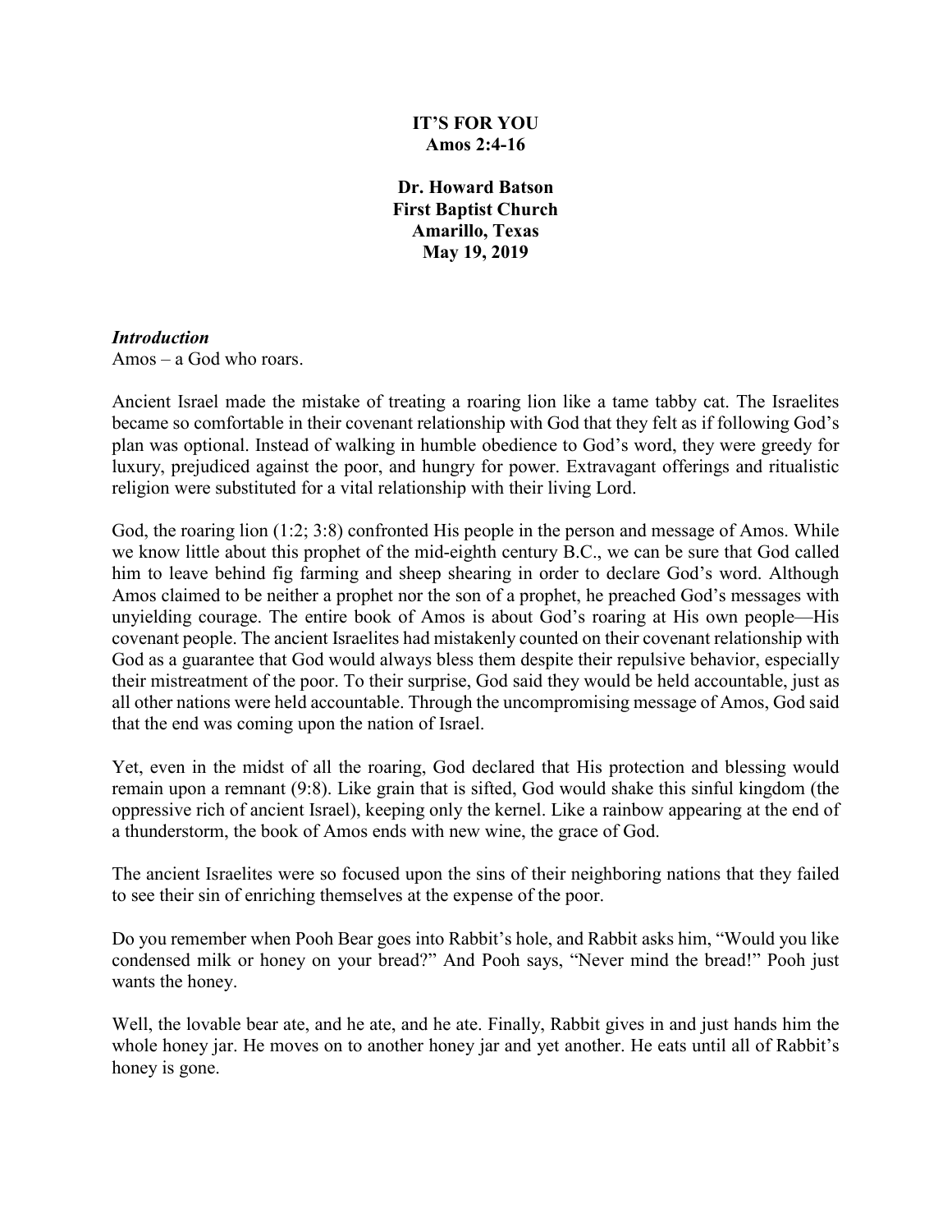**IT'S FOR YOU**
**Amos 2:4-16**

**Dr. Howard Batson**
**First Baptist Church**
**Amarillo, Texas**
**May 19, 2019**

***Introduction***

Amos – a God who roars.

Ancient Israel made the mistake of treating a roaring lion like a tame tabby cat. The Israelites became so comfortable in their covenant relationship with God that they felt as if following God's plan was optional. Instead of walking in humble obedience to God's word, they were greedy for luxury, prejudiced against the poor, and hungry for power. Extravagant offerings and ritualistic religion were substituted for a vital relationship with their living Lord.

God, the roaring lion (1:2; 3:8) confronted His people in the person and message of Amos. While we know little about this prophet of the mid-eighth century B.C., we can be sure that God called him to leave behind fig farming and sheep shearing in order to declare God's word. Although Amos claimed to be neither a prophet nor the son of a prophet, he preached God's messages with unyielding courage. The entire book of Amos is about God's roaring at His own people—His covenant people. The ancient Israelites had mistakenly counted on their covenant relationship with God as a guarantee that God would always bless them despite their repulsive behavior, especially their mistreatment of the poor. To their surprise, God said they would be held accountable, just as all other nations were held accountable. Through the uncompromising message of Amos, God said that the end was coming upon the nation of Israel.

Yet, even in the midst of all the roaring, God declared that His protection and blessing would remain upon a remnant (9:8). Like grain that is sifted, God would shake this sinful kingdom (the oppressive rich of ancient Israel), keeping only the kernel. Like a rainbow appearing at the end of a thunderstorm, the book of Amos ends with new wine, the grace of God.

The ancient Israelites were so focused upon the sins of their neighboring nations that they failed to see their sin of enriching themselves at the expense of the poor.

Do you remember when Pooh Bear goes into Rabbit's hole, and Rabbit asks him, "Would you like condensed milk or honey on your bread?" And Pooh says, "Never mind the bread!" Pooh just wants the honey.

Well, the lovable bear ate, and he ate, and he ate. Finally, Rabbit gives in and just hands him the whole honey jar. He moves on to another honey jar and yet another. He eats until all of Rabbit's honey is gone.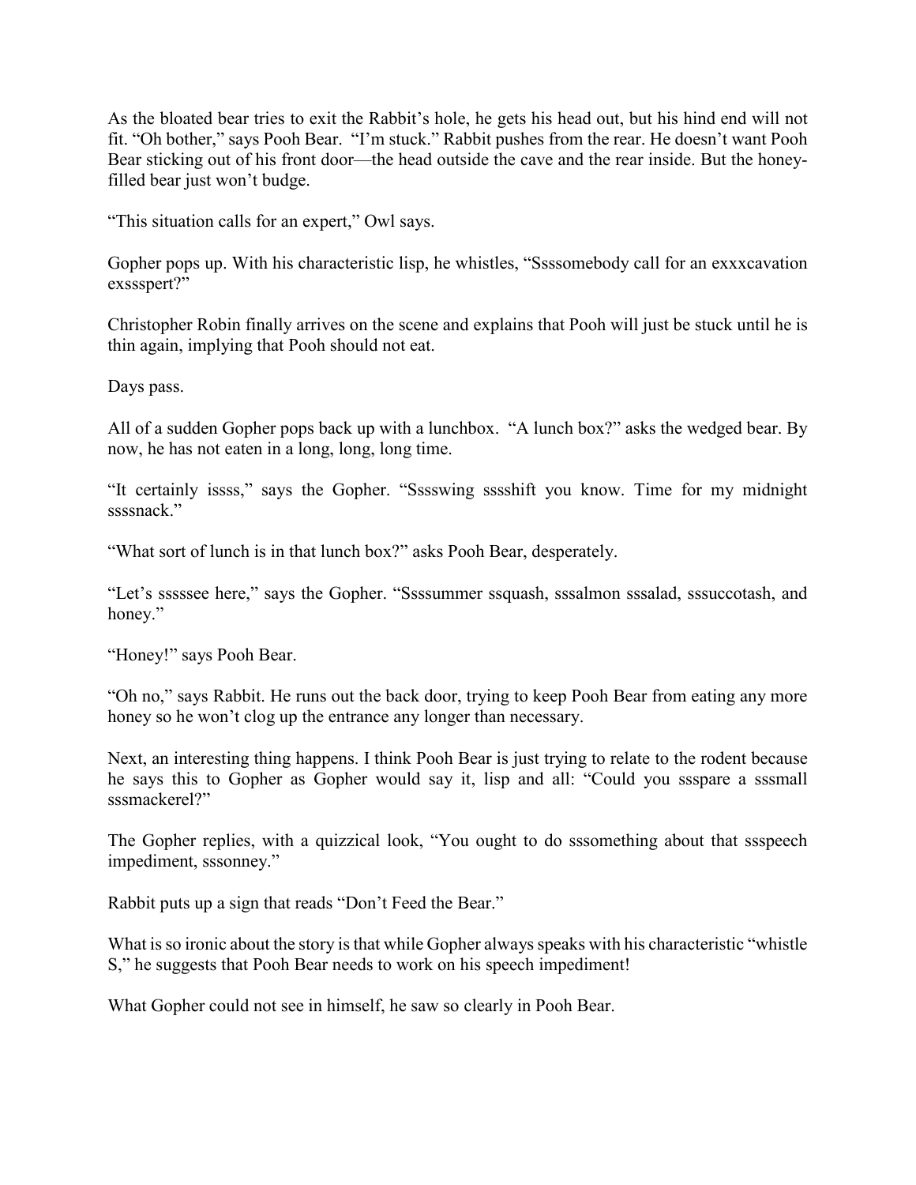As the bloated bear tries to exit the Rabbit's hole, he gets his head out, but his hind end will not fit. "Oh bother," says Pooh Bear. "I'm stuck." Rabbit pushes from the rear. He doesn't want Pooh Bear sticking out of his front door—the head outside the cave and the rear inside. But the honey-filled bear just won't budge.

"This situation calls for an expert," Owl says.

Gopher pops up. With his characteristic lisp, he whistles, "Ssssomebody call for an exxxcavation exssspert?"

Christopher Robin finally arrives on the scene and explains that Pooh will just be stuck until he is thin again, implying that Pooh should not eat.

Days pass.

All of a sudden Gopher pops back up with a lunchbox. "A lunch box?" asks the wedged bear. By now, he has not eaten in a long, long, long time.

"It certainly issss," says the Gopher. "Sssswing sssshift you know. Time for my midnight ssssnack."

"What sort of lunch is in that lunch box?" asks Pooh Bear, desperately.

"Let's sssssee here," says the Gopher. "Ssssummer ssquash, sssalmon sssalad, sssuccotash, and honey."

"Honey!" says Pooh Bear.

"Oh no," says Rabbit. He runs out the back door, trying to keep Pooh Bear from eating any more honey so he won't clog up the entrance any longer than necessary.

Next, an interesting thing happens. I think Pooh Bear is just trying to relate to the rodent because he says this to Gopher as Gopher would say it, lisp and all: "Could you ssspare a sssmall sssmackerel?"

The Gopher replies, with a quizzical look, "You ought to do sssomething about that ssspeech impediment, sssonney."

Rabbit puts up a sign that reads "Don't Feed the Bear."

What is so ironic about the story is that while Gopher always speaks with his characteristic "whistle S," he suggests that Pooh Bear needs to work on his speech impediment!

What Gopher could not see in himself, he saw so clearly in Pooh Bear.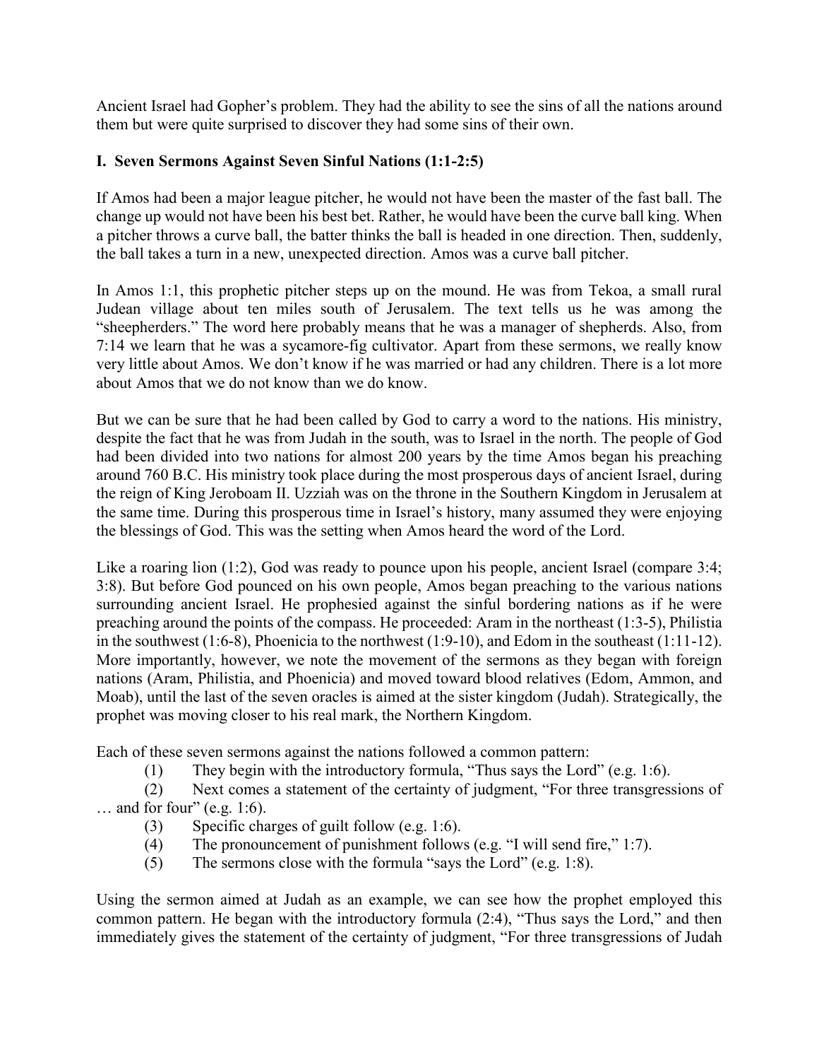Ancient Israel had Gopher's problem. They had the ability to see the sins of all the nations around them but were quite surprised to discover they had some sins of their own.

## I. Seven Sermons Against Seven Sinful Nations (1:1-2:5)

If Amos had been a major league pitcher, he would not have been the master of the fast ball. The change up would not have been his best bet. Rather, he would have been the curve ball king. When a pitcher throws a curve ball, the batter thinks the ball is headed in one direction. Then, suddenly, the ball takes a turn in a new, unexpected direction. Amos was a curve ball pitcher.

In Amos 1:1, this prophetic pitcher steps up on the mound. He was from Tekoa, a small rural Judean village about ten miles south of Jerusalem. The text tells us he was among the "sheepherders." The word here probably means that he was a manager of shepherds. Also, from 7:14 we learn that he was a sycamore-fig cultivator. Apart from these sermons, we really know very little about Amos. We don't know if he was married or had any children. There is a lot more about Amos that we do not know than we do know.

But we can be sure that he had been called by God to carry a word to the nations. His ministry, despite the fact that he was from Judah in the south, was to Israel in the north. The people of God had been divided into two nations for almost 200 years by the time Amos began his preaching around 760 B.C. His ministry took place during the most prosperous days of ancient Israel, during the reign of King Jeroboam II. Uzziah was on the throne in the Southern Kingdom in Jerusalem at the same time. During this prosperous time in Israel's history, many assumed they were enjoying the blessings of God. This was the setting when Amos heard the word of the Lord.

Like a roaring lion (1:2), God was ready to pounce upon his people, ancient Israel (compare 3:4; 3:8). But before God pounced on his own people, Amos began preaching to the various nations surrounding ancient Israel. He prophesied against the sinful bordering nations as if he were preaching around the points of the compass. He proceeded: Aram in the northeast (1:3-5), Philistia in the southwest (1:6-8), Phoenicia to the northwest (1:9-10), and Edom in the southeast (1:11-12). More importantly, however, we note the movement of the sermons as they began with foreign nations (Aram, Philistia, and Phoenicia) and moved toward blood relatives (Edom, Ammon, and Moab), until the last of the seven oracles is aimed at the sister kingdom (Judah). Strategically, the prophet was moving closer to his real mark, the Northern Kingdom.

Each of these seven sermons against the nations followed a common pattern:

(1) They begin with the introductory formula, "Thus says the Lord" (e.g. 1:6).
(2) Next comes a statement of the certainty of judgment, "For three transgressions of … and for four" (e.g. 1:6).
(3) Specific charges of guilt follow (e.g. 1:6).
(4) The pronouncement of punishment follows (e.g. "I will send fire," 1:7).
(5) The sermons close with the formula "says the Lord" (e.g. 1:8).

Using the sermon aimed at Judah as an example, we can see how the prophet employed this common pattern. He began with the introductory formula (2:4), "Thus says the Lord," and then immediately gives the statement of the certainty of judgment, "For three transgressions of Judah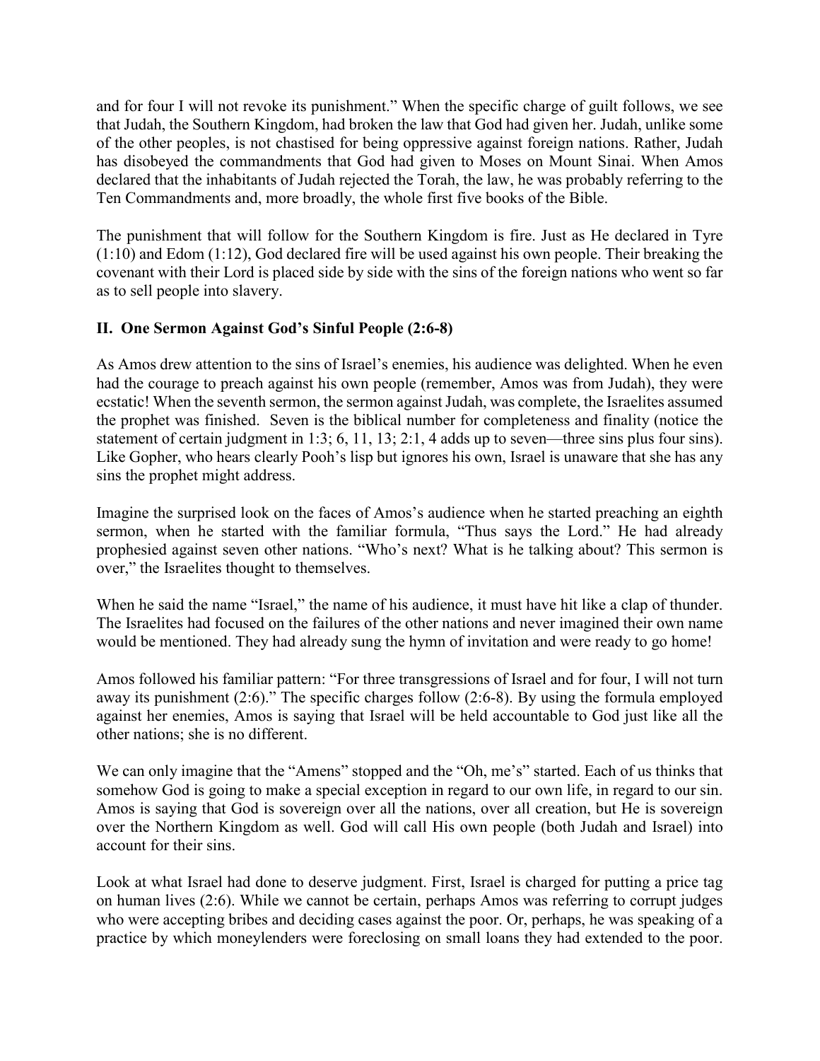and for four I will not revoke its punishment." When the specific charge of guilt follows, we see that Judah, the Southern Kingdom, had broken the law that God had given her. Judah, unlike some of the other peoples, is not chastised for being oppressive against foreign nations. Rather, Judah has disobeyed the commandments that God had given to Moses on Mount Sinai. When Amos declared that the inhabitants of Judah rejected the Torah, the law, he was probably referring to the Ten Commandments and, more broadly, the whole first five books of the Bible.

The punishment that will follow for the Southern Kingdom is fire. Just as He declared in Tyre (1:10) and Edom (1:12), God declared fire will be used against his own people. Their breaking the covenant with their Lord is placed side by side with the sins of the foreign nations who went so far as to sell people into slavery.

## II. One Sermon Against God's Sinful People (2:6-8)

As Amos drew attention to the sins of Israel's enemies, his audience was delighted. When he even had the courage to preach against his own people (remember, Amos was from Judah), they were ecstatic! When the seventh sermon, the sermon against Judah, was complete, the Israelites assumed the prophet was finished. Seven is the biblical number for completeness and finality (notice the statement of certain judgment in 1:3; 6, 11, 13; 2:1, 4 adds up to seven—three sins plus four sins). Like Gopher, who hears clearly Pooh's lisp but ignores his own, Israel is unaware that she has any sins the prophet might address.

Imagine the surprised look on the faces of Amos's audience when he started preaching an eighth sermon, when he started with the familiar formula, "Thus says the Lord." He had already prophesied against seven other nations. "Who's next? What is he talking about? This sermon is over," the Israelites thought to themselves.

When he said the name "Israel," the name of his audience, it must have hit like a clap of thunder. The Israelites had focused on the failures of the other nations and never imagined their own name would be mentioned. They had already sung the hymn of invitation and were ready to go home!

Amos followed his familiar pattern: "For three transgressions of Israel and for four, I will not turn away its punishment (2:6)." The specific charges follow (2:6-8). By using the formula employed against her enemies, Amos is saying that Israel will be held accountable to God just like all the other nations; she is no different.

We can only imagine that the "Amens" stopped and the "Oh, me's" started. Each of us thinks that somehow God is going to make a special exception in regard to our own life, in regard to our sin. Amos is saying that God is sovereign over all the nations, over all creation, but He is sovereign over the Northern Kingdom as well. God will call His own people (both Judah and Israel) into account for their sins.

Look at what Israel had done to deserve judgment. First, Israel is charged for putting a price tag on human lives (2:6). While we cannot be certain, perhaps Amos was referring to corrupt judges who were accepting bribes and deciding cases against the poor. Or, perhaps, he was speaking of a practice by which moneylenders were foreclosing on small loans they had extended to the poor.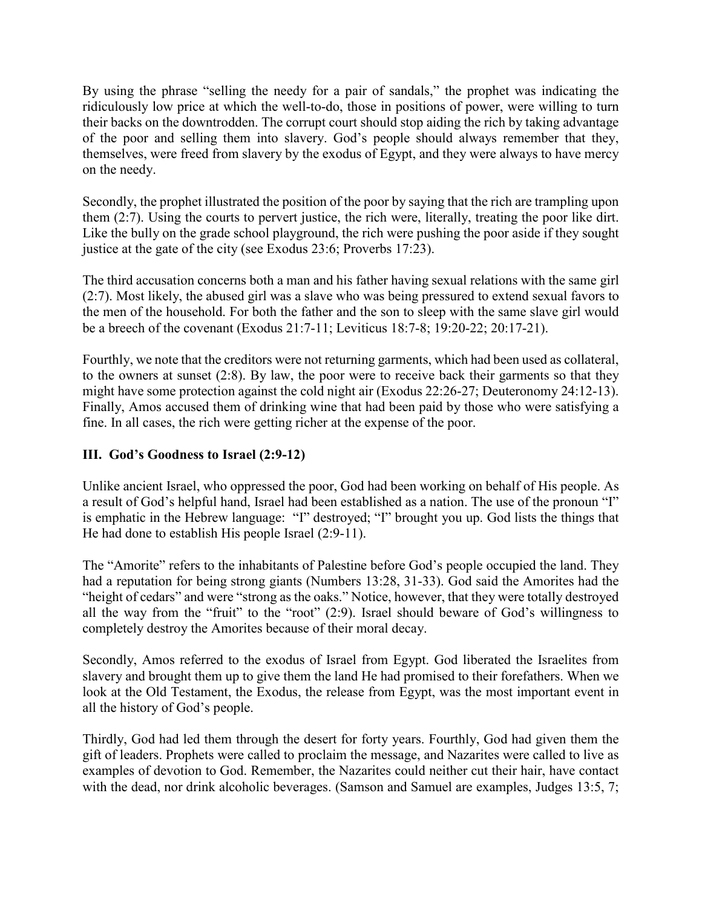By using the phrase "selling the needy for a pair of sandals," the prophet was indicating the ridiculously low price at which the well-to-do, those in positions of power, were willing to turn their backs on the downtrodden. The corrupt court should stop aiding the rich by taking advantage of the poor and selling them into slavery. God's people should always remember that they, themselves, were freed from slavery by the exodus of Egypt, and they were always to have mercy on the needy.

Secondly, the prophet illustrated the position of the poor by saying that the rich are trampling upon them (2:7). Using the courts to pervert justice, the rich were, literally, treating the poor like dirt. Like the bully on the grade school playground, the rich were pushing the poor aside if they sought justice at the gate of the city (see Exodus 23:6; Proverbs 17:23).

The third accusation concerns both a man and his father having sexual relations with the same girl (2:7). Most likely, the abused girl was a slave who was being pressured to extend sexual favors to the men of the household. For both the father and the son to sleep with the same slave girl would be a breech of the covenant (Exodus 21:7-11; Leviticus 18:7-8; 19:20-22; 20:17-21).

Fourthly, we note that the creditors were not returning garments, which had been used as collateral, to the owners at sunset (2:8). By law, the poor were to receive back their garments so that they might have some protection against the cold night air (Exodus 22:26-27; Deuteronomy 24:12-13). Finally, Amos accused them of drinking wine that had been paid by those who were satisfying a fine. In all cases, the rich were getting richer at the expense of the poor.

### III. God's Goodness to Israel (2:9-12)

Unlike ancient Israel, who oppressed the poor, God had been working on behalf of His people. As a result of God's helpful hand, Israel had been established as a nation. The use of the pronoun "I" is emphatic in the Hebrew language: "I" destroyed; "I" brought you up. God lists the things that He had done to establish His people Israel (2:9-11).

The "Amorite" refers to the inhabitants of Palestine before God's people occupied the land. They had a reputation for being strong giants (Numbers 13:28, 31-33). God said the Amorites had the "height of cedars" and were "strong as the oaks." Notice, however, that they were totally destroyed all the way from the "fruit" to the "root" (2:9). Israel should beware of God's willingness to completely destroy the Amorites because of their moral decay.

Secondly, Amos referred to the exodus of Israel from Egypt. God liberated the Israelites from slavery and brought them up to give them the land He had promised to their forefathers. When we look at the Old Testament, the Exodus, the release from Egypt, was the most important event in all the history of God's people.

Thirdly, God had led them through the desert for forty years. Fourthly, God had given them the gift of leaders. Prophets were called to proclaim the message, and Nazarites were called to live as examples of devotion to God. Remember, the Nazarites could neither cut their hair, have contact with the dead, nor drink alcoholic beverages. (Samson and Samuel are examples, Judges 13:5, 7;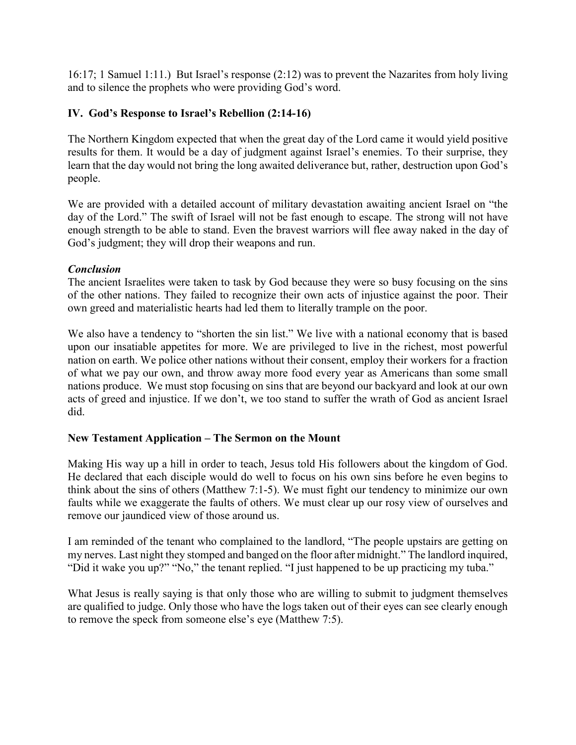16:17; 1 Samuel 1:11.) But Israel's response (2:12) was to prevent the Nazarites from holy living and to silence the prophets who were providing God's word.

### IV. God's Response to Israel's Rebellion (2:14-16)

The Northern Kingdom expected that when the great day of the Lord came it would yield positive results for them. It would be a day of judgment against Israel's enemies. To their surprise, they learn that the day would not bring the long awaited deliverance but, rather, destruction upon God's people.

We are provided with a detailed account of military devastation awaiting ancient Israel on "the day of the Lord." The swift of Israel will not be fast enough to escape. The strong will not have enough strength to be able to stand. Even the bravest warriors will flee away naked in the day of God's judgment; they will drop their weapons and run.

***Conclusion***

The ancient Israelites were taken to task by God because they were so busy focusing on the sins of the other nations. They failed to recognize their own acts of injustice against the poor. Their own greed and materialistic hearts had led them to literally trample on the poor.

We also have a tendency to "shorten the sin list." We live with a national economy that is based upon our insatiable appetites for more. We are privileged to live in the richest, most powerful nation on earth. We police other nations without their consent, employ their workers for a fraction of what we pay our own, and throw away more food every year as Americans than some small nations produce. We must stop focusing on sins that are beyond our backyard and look at our own acts of greed and injustice. If we don't, we too stand to suffer the wrath of God as ancient Israel did.

### New Testament Application – The Sermon on the Mount

Making His way up a hill in order to teach, Jesus told His followers about the kingdom of God. He declared that each disciple would do well to focus on his own sins before he even begins to think about the sins of others (Matthew 7:1-5). We must fight our tendency to minimize our own faults while we exaggerate the faults of others. We must clear up our rosy view of ourselves and remove our jaundiced view of those around us.

I am reminded of the tenant who complained to the landlord, "The people upstairs are getting on my nerves. Last night they stomped and banged on the floor after midnight." The landlord inquired, "Did it wake you up?" "No," the tenant replied. "I just happened to be up practicing my tuba."

What Jesus is really saying is that only those who are willing to submit to judgment themselves are qualified to judge. Only those who have the logs taken out of their eyes can see clearly enough to remove the speck from someone else's eye (Matthew 7:5).